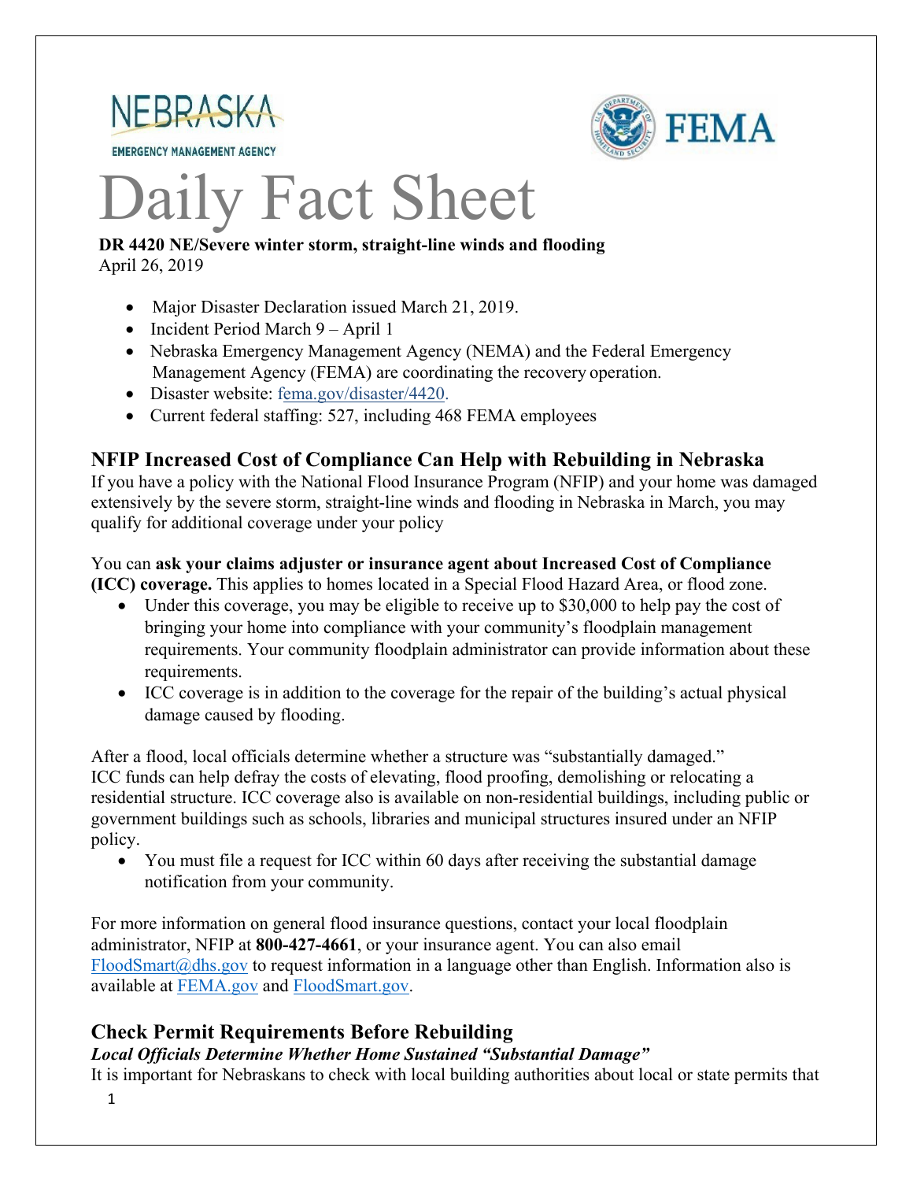NEBRASKA
EMERGENCY MANAGEMENT AGENCY

FEMA

# Daily Fact Sheet

**DR 4420 NE/Severe winter storm, straight-line winds and flooding**
April 26, 2019

- Major Disaster Declaration issued March 21, 2019.
- Incident Period March 9 – April 1
- Nebraska Emergency Management Agency (NEMA) and the Federal Emergency Management Agency (FEMA) are coordinating the recovery operation.
- Disaster website: fema.gov/disaster/4420.
- Current federal staffing: 527, including 468 FEMA employees

## NFIP Increased Cost of Compliance Can Help with Rebuilding in Nebraska

If you have a policy with the National Flood Insurance Program (NFIP) and your home was damaged extensively by the severe storm, straight-line winds and flooding in Nebraska in March, you may qualify for additional coverage under your policy

You can **ask your claims adjuster or insurance agent about Increased Cost of Compliance (ICC) coverage.** This applies to homes located in a Special Flood Hazard Area, or flood zone.

- Under this coverage, you may be eligible to receive up to $30,000 to help pay the cost of bringing your home into compliance with your community's floodplain management requirements. Your community floodplain administrator can provide information about these requirements.
- ICC coverage is in addition to the coverage for the repair of the building's actual physical damage caused by flooding.

After a flood, local officials determine whether a structure was "substantially damaged." ICC funds can help defray the costs of elevating, flood proofing, demolishing or relocating a residential structure. ICC coverage also is available on non-residential buildings, including public or government buildings such as schools, libraries and municipal structures insured under an NFIP policy.

- You must file a request for ICC within 60 days after receiving the substantial damage notification from your community.

For more information on general flood insurance questions, contact your local floodplain administrator, NFIP at **800-427-4661**, or your insurance agent. You can also email FloodSmart@dhs.gov to request information in a language other than English. Information also is available at FEMA.gov and FloodSmart.gov.

## Check Permit Requirements Before Rebuilding

***Local Officials Determine Whether Home Sustained "Substantial Damage"***

It is important for Nebraskans to check with local building authorities about local or state permits that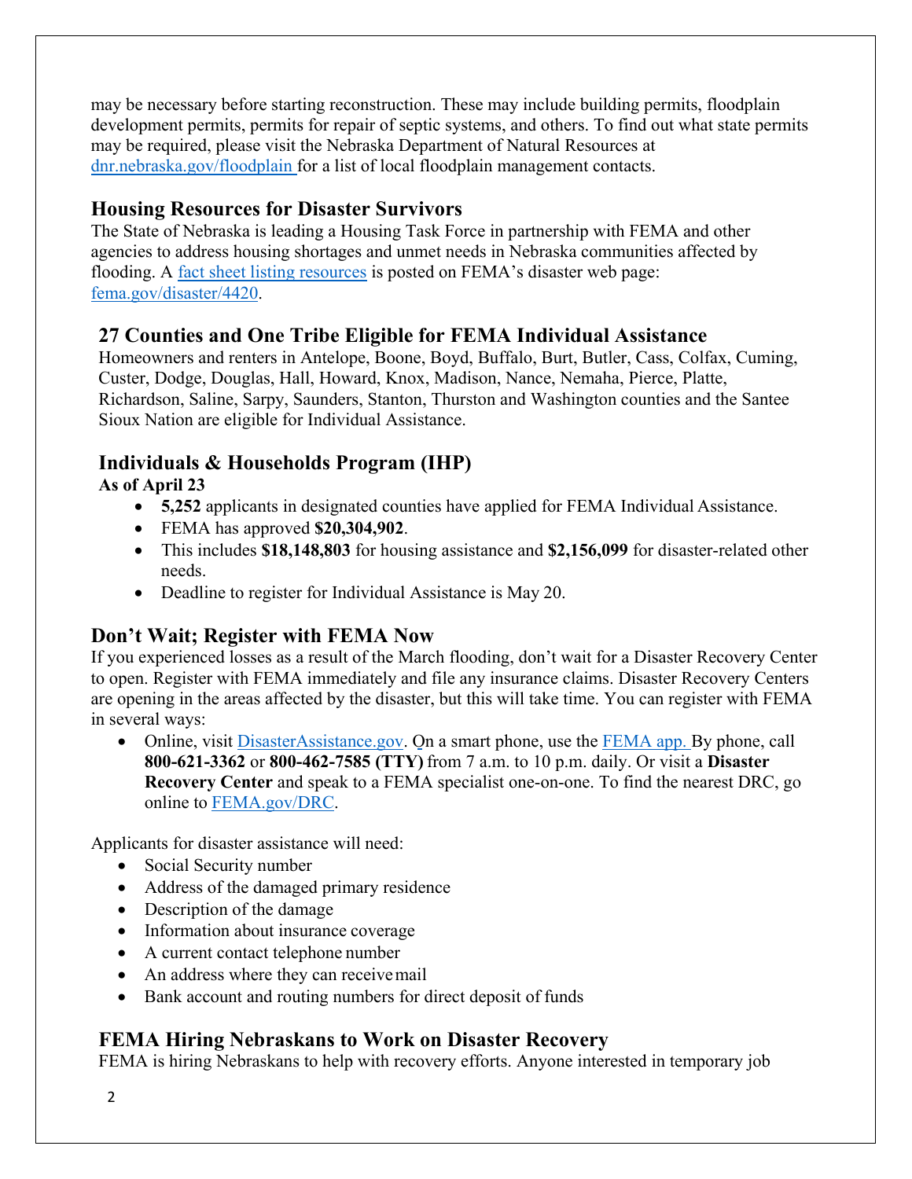may be necessary before starting reconstruction. These may include building permits, floodplain development permits, permits for repair of septic systems, and others. To find out what state permits may be required, please visit the Nebraska Department of Natural Resources at [dnr.nebraska.gov/floodplain](dnr.nebraska.gov/floodplain) for a list of local floodplain management contacts.

## Housing Resources for Disaster Survivors

The State of Nebraska is leading a Housing Task Force in partnership with FEMA and other agencies to address housing shortages and unmet needs in Nebraska communities affected by flooding. A fact sheet listing resources is posted on FEMA's disaster web page: fema.gov/disaster/4420.

## 27 Counties and One Tribe Eligible for FEMA Individual Assistance

Homeowners and renters in Antelope, Boone, Boyd, Buffalo, Burt, Butler, Cass, Colfax, Cuming, Custer, Dodge, Douglas, Hall, Howard, Knox, Madison, Nance, Nemaha, Pierce, Platte, Richardson, Saline, Sarpy, Saunders, Stanton, Thurston and Washington counties and the Santee Sioux Nation are eligible for Individual Assistance.

## Individuals & Households Program (IHP)

**As of April 23**

- **5,252** applicants in designated counties have applied for FEMA Individual Assistance.
- FEMA has approved **$20,304,902**.
- This includes **$18,148,803** for housing assistance and **$2,156,099** for disaster-related other needs.
- Deadline to register for Individual Assistance is May 20.

## Don't Wait; Register with FEMA Now

If you experienced losses as a result of the March flooding, don't wait for a Disaster Recovery Center to open. Register with FEMA immediately and file any insurance claims. Disaster Recovery Centers are opening in the areas affected by the disaster, but this will take time. You can register with FEMA in several ways:

- Online, visit DisasterAssistance.gov. On a smart phone, use the FEMA app. By phone, call **800-621-3362** or **800-462-7585 (TTY)** from 7 a.m. to 10 p.m. daily. Or visit a **Disaster Recovery Center** and speak to a FEMA specialist one-on-one. To find the nearest DRC, go online to FEMA.gov/DRC.

Applicants for disaster assistance will need:

- Social Security number
- Address of the damaged primary residence
- Description of the damage
- Information about insurance coverage
- A current contact telephone number
- An address where they can receive mail
- Bank account and routing numbers for direct deposit of funds

## FEMA Hiring Nebraskans to Work on Disaster Recovery

FEMA is hiring Nebraskans to help with recovery efforts. Anyone interested in temporary job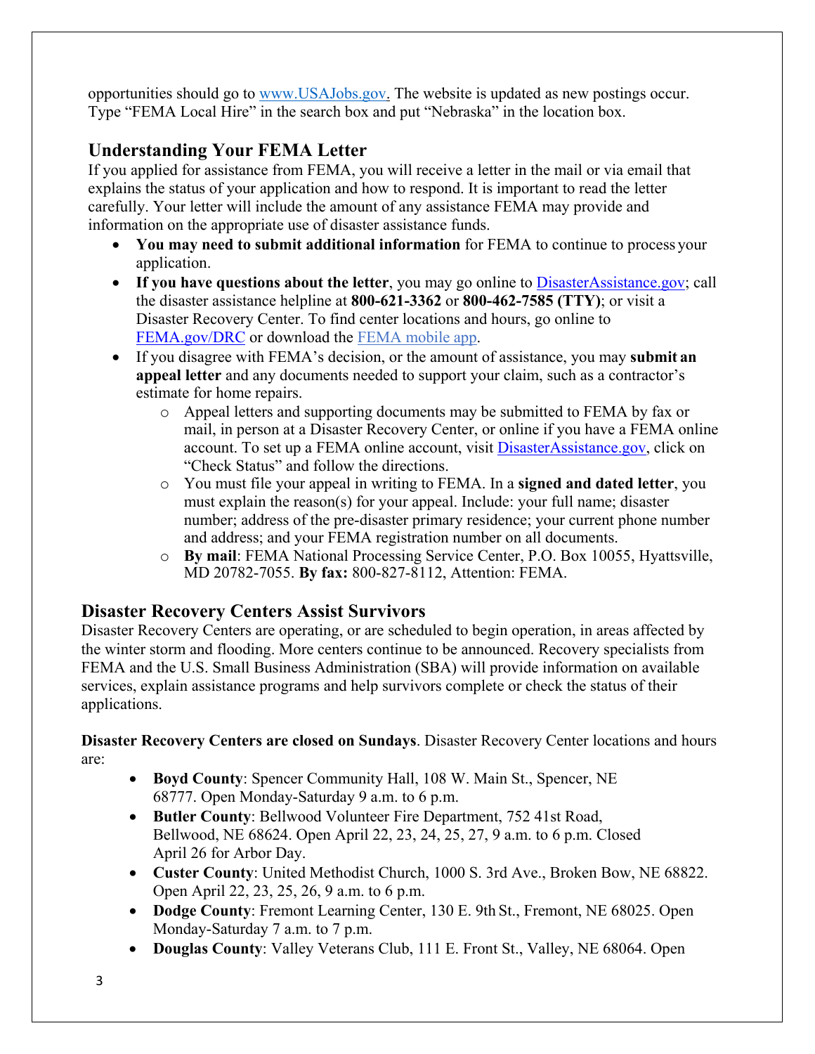opportunities should go to [www.USAJobs.gov](http://www.USAJobs.gov). The website is updated as new postings occur. Type "FEMA Local Hire" in the search box and put "Nebraska" in the location box.

## Understanding Your FEMA Letter

If you applied for assistance from FEMA, you will receive a letter in the mail or via email that explains the status of your application and how to respond. It is important to read the letter carefully. Your letter will include the amount of any assistance FEMA may provide and information on the appropriate use of disaster assistance funds.

- **You may need to submit additional information** for FEMA to continue to process your application.
- **If you have questions about the letter**, you may go online to [DisasterAssistance.gov](http://DisasterAssistance.gov); call the disaster assistance helpline at **800-621-3362** or **800-462-7585 (TTY)**; or visit a Disaster Recovery Center. To find center locations and hours, go online to [FEMA.gov/DRC](http://FEMA.gov/DRC) or download the FEMA mobile app.
- If you disagree with FEMA's decision, or the amount of assistance, you may **submit an appeal letter** and any documents needed to support your claim, such as a contractor's estimate for home repairs.
  - Appeal letters and supporting documents may be submitted to FEMA by fax or mail, in person at a Disaster Recovery Center, or online if you have a FEMA online account. To set up a FEMA online account, visit [DisasterAssistance.gov](http://DisasterAssistance.gov), click on "Check Status" and follow the directions.
  - You must file your appeal in writing to FEMA. In a **signed and dated letter**, you must explain the reason(s) for your appeal. Include: your full name; disaster number; address of the pre-disaster primary residence; your current phone number and address; and your FEMA registration number on all documents.
  - **By mail**: FEMA National Processing Service Center, P.O. Box 10055, Hyattsville, MD 20782-7055. **By fax:** 800-827-8112, Attention: FEMA.

## Disaster Recovery Centers Assist Survivors

Disaster Recovery Centers are operating, or are scheduled to begin operation, in areas affected by the winter storm and flooding. More centers continue to be announced. Recovery specialists from FEMA and the U.S. Small Business Administration (SBA) will provide information on available services, explain assistance programs and help survivors complete or check the status of their applications.

**Disaster Recovery Centers are closed on Sundays**. Disaster Recovery Center locations and hours are:

- **Boyd County**: Spencer Community Hall, 108 W. Main St., Spencer, NE 68777. Open Monday-Saturday 9 a.m. to 6 p.m.
- **Butler County**: Bellwood Volunteer Fire Department, 752 41st Road, Bellwood, NE 68624. Open April 22, 23, 24, 25, 27, 9 a.m. to 6 p.m. Closed April 26 for Arbor Day.
- **Custer County**: United Methodist Church, 1000 S. 3rd Ave., Broken Bow, NE 68822. Open April 22, 23, 25, 26, 9 a.m. to 6 p.m.
- **Dodge County**: Fremont Learning Center, 130 E. 9th St., Fremont, NE 68025. Open Monday-Saturday 7 a.m. to 7 p.m.
- **Douglas County**: Valley Veterans Club, 111 E. Front St., Valley, NE 68064. Open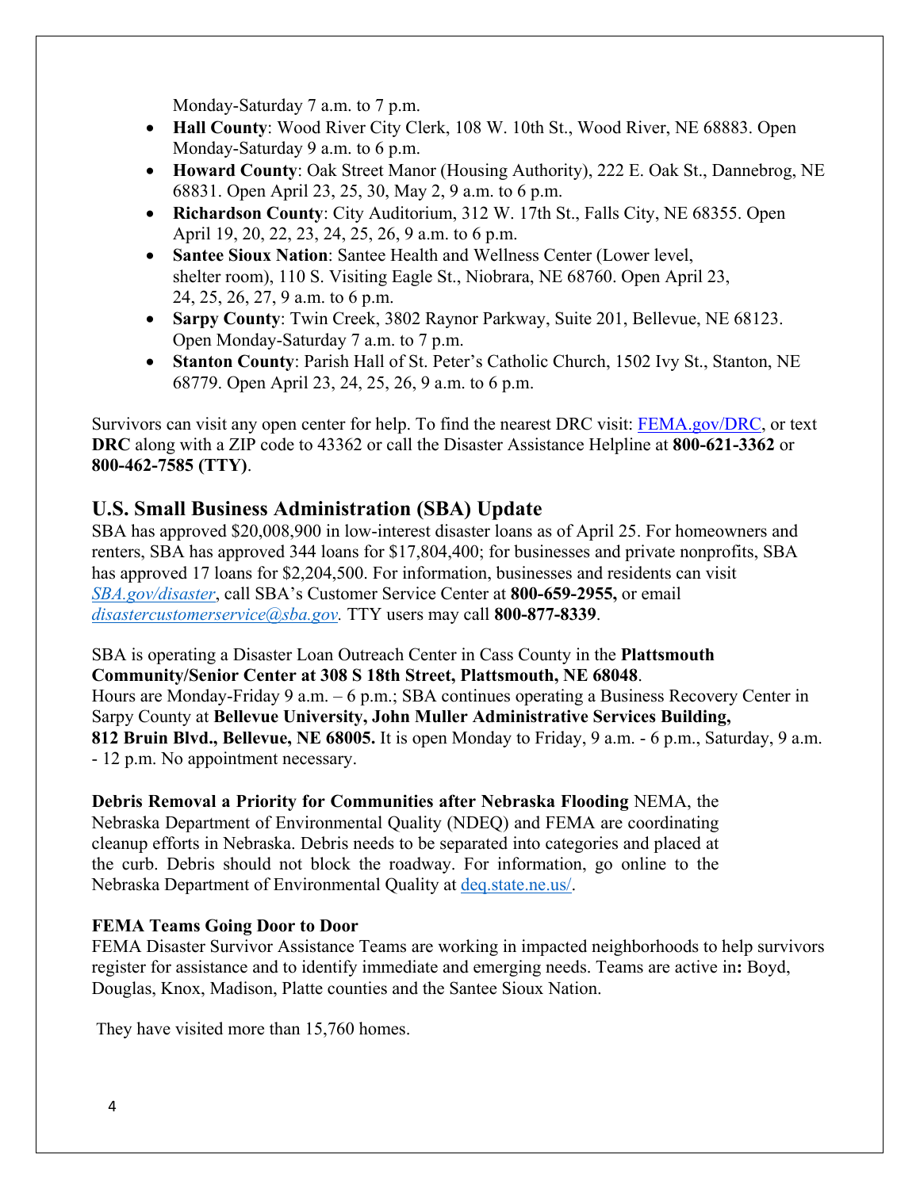Monday-Saturday 7 a.m. to 7 p.m.

- **Hall County**: Wood River City Clerk, 108 W. 10th St., Wood River, NE 68883. Open Monday-Saturday 9 a.m. to 6 p.m.
- **Howard County**: Oak Street Manor (Housing Authority), 222 E. Oak St., Dannebrog, NE 68831. Open April 23, 25, 30, May 2, 9 a.m. to 6 p.m.
- **Richardson County**: City Auditorium, 312 W. 17th St., Falls City, NE 68355. Open April 19, 20, 22, 23, 24, 25, 26, 9 a.m. to 6 p.m.
- **Santee Sioux Nation**: Santee Health and Wellness Center (Lower level, shelter room), 110 S. Visiting Eagle St., Niobrara, NE 68760. Open April 23, 24, 25, 26, 27, 9 a.m. to 6 p.m.
- **Sarpy County**: Twin Creek, 3802 Raynor Parkway, Suite 201, Bellevue, NE 68123. Open Monday-Saturday 7 a.m. to 7 p.m.
- **Stanton County**: Parish Hall of St. Peter's Catholic Church, 1502 Ivy St., Stanton, NE 68779. Open April 23, 24, 25, 26, 9 a.m. to 6 p.m.

Survivors can visit any open center for help. To find the nearest DRC visit: FEMA.gov/DRC, or text **DRC** along with a ZIP code to 43362 or call the Disaster Assistance Helpline at **800-621-3362** or **800-462-7585 (TTY)**.

## U.S. Small Business Administration (SBA) Update

SBA has approved $20,008,900 in low-interest disaster loans as of April 25. For homeowners and renters, SBA has approved 344 loans for $17,804,400; for businesses and private nonprofits, SBA has approved 17 loans for $2,204,500. For information, businesses and residents can visit *SBA.gov/disaster*, call SBA's Customer Service Center at **800-659-2955,** or email *disastercustomerservice@sba.gov.* TTY users may call **800-877-8339**.

SBA is operating a Disaster Loan Outreach Center in Cass County in the **Plattsmouth Community/Senior Center at 308 S 18th Street, Plattsmouth, NE 68048**.
Hours are Monday-Friday 9 a.m. – 6 p.m.; SBA continues operating a Business Recovery Center in Sarpy County at **Bellevue University, John Muller Administrative Services Building, 812 Bruin Blvd., Bellevue, NE 68005.** It is open Monday to Friday, 9 a.m. - 6 p.m., Saturday, 9 a.m. - 12 p.m. No appointment necessary.

**Debris Removal a Priority for Communities after Nebraska Flooding** NEMA, the Nebraska Department of Environmental Quality (NDEQ) and FEMA are coordinating cleanup efforts in Nebraska. Debris needs to be separated into categories and placed at the curb. Debris should not block the roadway. For information, go online to the Nebraska Department of Environmental Quality at deq.state.ne.us/.

**FEMA Teams Going Door to Door**

FEMA Disaster Survivor Assistance Teams are working in impacted neighborhoods to help survivors register for assistance and to identify immediate and emerging needs. Teams are active in**:** Boyd, Douglas, Knox, Madison, Platte counties and the Santee Sioux Nation.

They have visited more than 15,760 homes.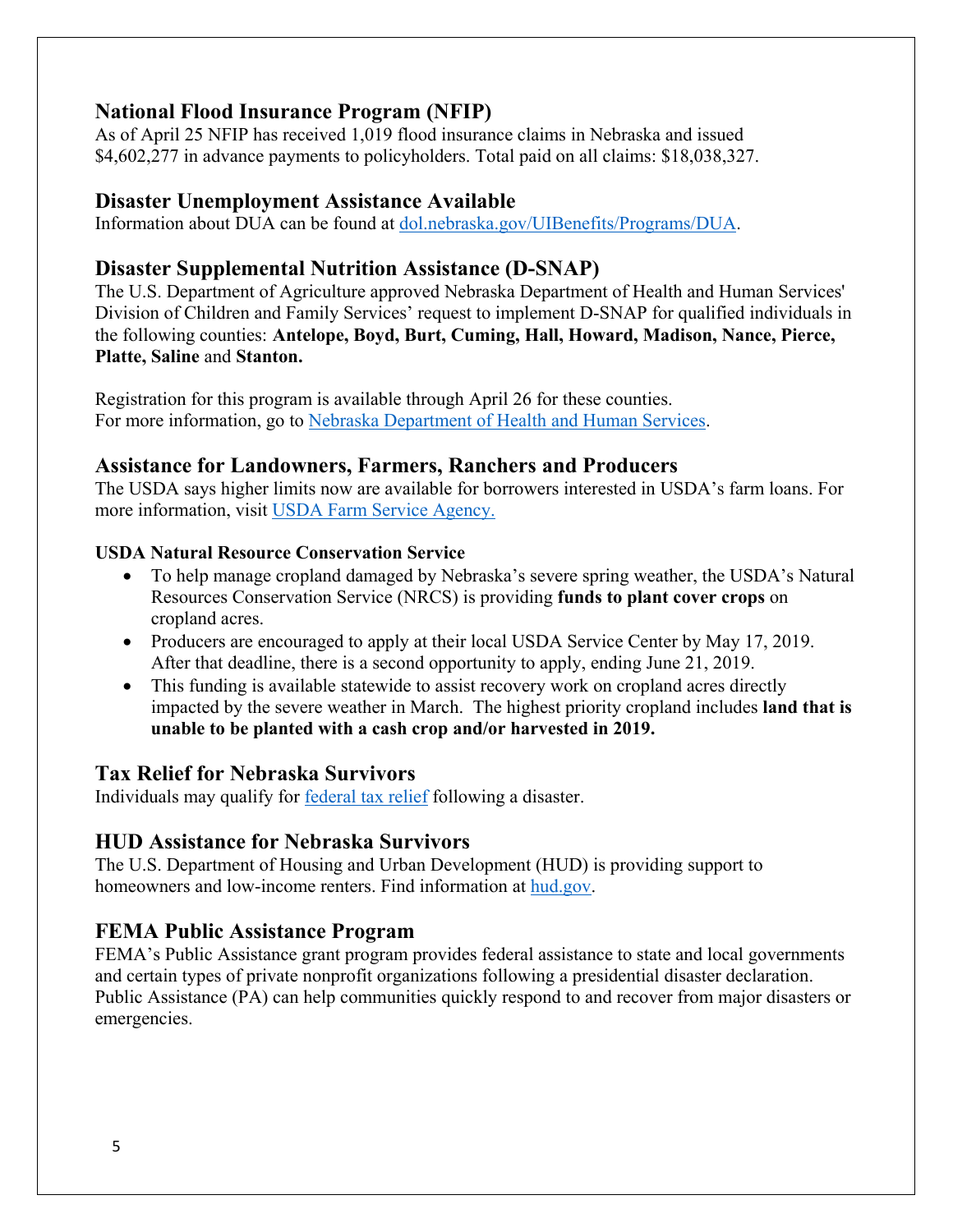## National Flood Insurance Program (NFIP)

As of April 25 NFIP has received 1,019 flood insurance claims in Nebraska and issued $4,602,277 in advance payments to policyholders. Total paid on all claims: $18,038,327.

## Disaster Unemployment Assistance Available

Information about DUA can be found at [dol.nebraska.gov/UIBenefits/Programs/DUA](dol.nebraska.gov/UIBenefits/Programs/DUA).

## Disaster Supplemental Nutrition Assistance (D-SNAP)

The U.S. Department of Agriculture approved Nebraska Department of Health and Human Services' Division of Children and Family Services' request to implement D-SNAP for qualified individuals in the following counties: **Antelope, Boyd, Burt, Cuming, Hall, Howard, Madison, Nance, Pierce, Platte, Saline** and **Stanton.**

Registration for this program is available through April 26 for these counties.
For more information, go to Nebraska Department of Health and Human Services.

## Assistance for Landowners, Farmers, Ranchers and Producers

The USDA says higher limits now are available for borrowers interested in USDA's farm loans. For more information, visit USDA Farm Service Agency.

### USDA Natural Resource Conservation Service

- To help manage cropland damaged by Nebraska's severe spring weather, the USDA's Natural Resources Conservation Service (NRCS) is providing **funds to plant cover crops** on cropland acres.
- Producers are encouraged to apply at their local USDA Service Center by May 17, 2019. After that deadline, there is a second opportunity to apply, ending June 21, 2019.
- This funding is available statewide to assist recovery work on cropland acres directly impacted by the severe weather in March. The highest priority cropland includes **land that is unable to be planted with a cash crop and/or harvested in 2019.**

## Tax Relief for Nebraska Survivors

Individuals may qualify for federal tax relief following a disaster.

## HUD Assistance for Nebraska Survivors

The U.S. Department of Housing and Urban Development (HUD) is providing support to homeowners and low-income renters. Find information at [hud.gov](hud.gov).

## FEMA Public Assistance Program

FEMA's Public Assistance grant program provides federal assistance to state and local governments and certain types of private nonprofit organizations following a presidential disaster declaration. Public Assistance (PA) can help communities quickly respond to and recover from major disasters or emergencies.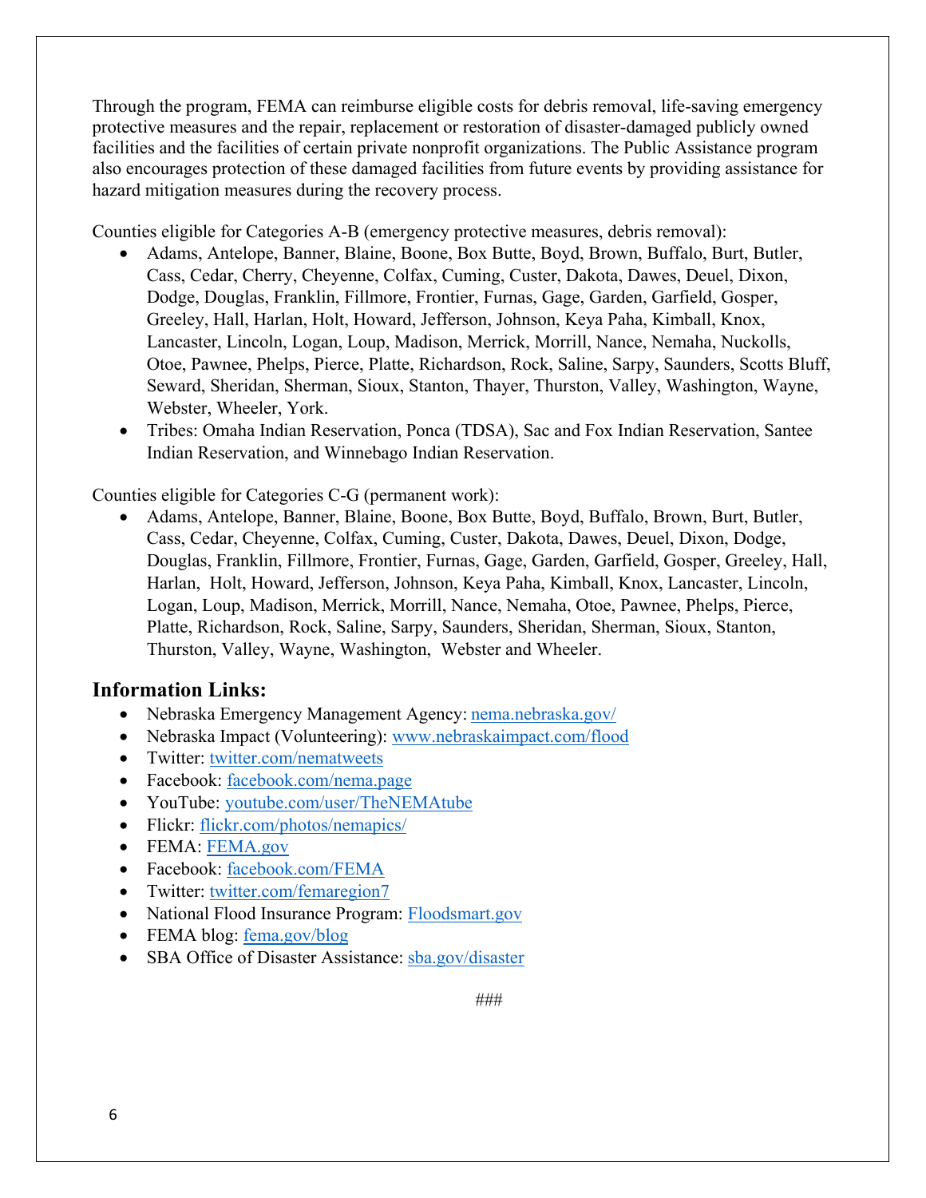Through the program, FEMA can reimburse eligible costs for debris removal, life-saving emergency protective measures and the repair, replacement or restoration of disaster-damaged publicly owned facilities and the facilities of certain private nonprofit organizations. The Public Assistance program also encourages protection of these damaged facilities from future events by providing assistance for hazard mitigation measures during the recovery process.

Counties eligible for Categories A-B (emergency protective measures, debris removal):

- Adams, Antelope, Banner, Blaine, Boone, Box Butte, Boyd, Brown, Buffalo, Burt, Butler, Cass, Cedar, Cherry, Cheyenne, Colfax, Cuming, Custer, Dakota, Dawes, Deuel, Dixon, Dodge, Douglas, Franklin, Fillmore, Frontier, Furnas, Gage, Garden, Garfield, Gosper, Greeley, Hall, Harlan, Holt, Howard, Jefferson, Johnson, Keya Paha, Kimball, Knox, Lancaster, Lincoln, Logan, Loup, Madison, Merrick, Morrill, Nance, Nemaha, Nuckolls, Otoe, Pawnee, Phelps, Pierce, Platte, Richardson, Rock, Saline, Sarpy, Saunders, Scotts Bluff, Seward, Sheridan, Sherman, Sioux, Stanton, Thayer, Thurston, Valley, Washington, Wayne, Webster, Wheeler, York.
- Tribes: Omaha Indian Reservation, Ponca (TDSA), Sac and Fox Indian Reservation, Santee Indian Reservation, and Winnebago Indian Reservation.

Counties eligible for Categories C-G (permanent work):

- Adams, Antelope, Banner, Blaine, Boone, Box Butte, Boyd, Buffalo, Brown, Burt, Butler, Cass, Cedar, Cheyenne, Colfax, Cuming, Custer, Dakota, Dawes, Deuel, Dixon, Dodge, Douglas, Franklin, Fillmore, Frontier, Furnas, Gage, Garden, Garfield, Gosper, Greeley, Hall, Harlan, Holt, Howard, Jefferson, Johnson, Keya Paha, Kimball, Knox, Lancaster, Lincoln, Logan, Loup, Madison, Merrick, Morrill, Nance, Nemaha, Otoe, Pawnee, Phelps, Pierce, Platte, Richardson, Rock, Saline, Sarpy, Saunders, Sheridan, Sherman, Sioux, Stanton, Thurston, Valley, Wayne, Washington, Webster and Wheeler.

## Information Links:

- Nebraska Emergency Management Agency: nema.nebraska.gov/
- Nebraska Impact (Volunteering): www.nebraskaimpact.com/flood
- Twitter: twitter.com/nematweets
- Facebook: facebook.com/nema.page
- YouTube: youtube.com/user/TheNEMAtube
- Flickr: flickr.com/photos/nemapics/
- FEMA: FEMA.gov
- Facebook: facebook.com/FEMA
- Twitter: twitter.com/femaregion7
- National Flood Insurance Program: Floodsmart.gov
- FEMA blog: fema.gov/blog
- SBA Office of Disaster Assistance: sba.gov/disaster

###